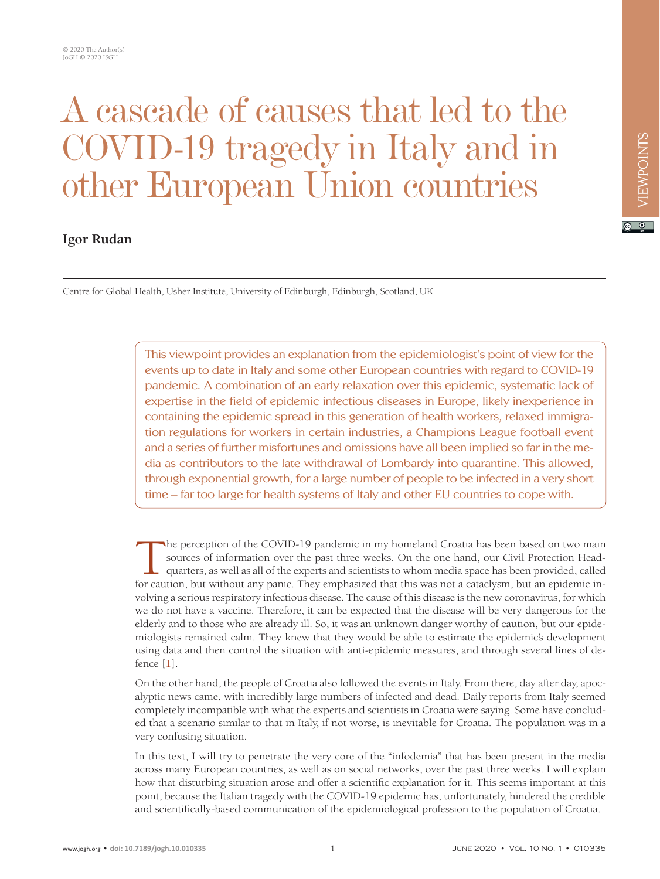© 2020 The Author(s)
JoGH © 2020 ISGH

VIEWPOINTS

# A cascade of causes that led to the COVID-19 tragedy in Italy and in other European Union countries

**Igor Rudan**

Centre for Global Health, Usher Institute, University of Edinburgh, Edinburgh, Scotland, UK

This viewpoint provides an explanation from the epidemiologist's point of view for the events up to date in Italy and some other European countries with regard to COVID-19 pandemic. A combination of an early relaxation over this epidemic, systematic lack of expertise in the field of epidemic infectious diseases in Europe, likely inexperience in containing the epidemic spread in this generation of health workers, relaxed immigration regulations for workers in certain industries, a Champions League football event and a series of further misfortunes and omissions have all been implied so far in the media as contributors to the late withdrawal of Lombardy into quarantine. This allowed, through exponential growth, for a large number of people to be infected in a very short time – far too large for health systems of Italy and other EU countries to cope with.

The perception of the COVID-19 pandemic in my homeland Croatia has been based on two main sources of information over the past three weeks. On the one hand, our Civil Protection Headquarters, as well as all of the experts and scientists to whom media space has been provided, called for caution, but without any panic. They emphasized that this was not a cataclysm, but an epidemic involving a serious respiratory infectious disease. The cause of this disease is the new coronavirus, for which we do not have a vaccine. Therefore, it can be expected that the disease will be very dangerous for the elderly and to those who are already ill. So, it was an unknown danger worthy of caution, but our epidemiologists remained calm. They knew that they would be able to estimate the epidemic's development using data and then control the situation with anti-epidemic measures, and through several lines of defence [1].

On the other hand, the people of Croatia also followed the events in Italy. From there, day after day, apocalyptic news came, with incredibly large numbers of infected and dead. Daily reports from Italy seemed completely incompatible with what the experts and scientists in Croatia were saying. Some have concluded that a scenario similar to that in Italy, if not worse, is inevitable for Croatia. The population was in a very confusing situation.

In this text, I will try to penetrate the very core of the "infodemia" that has been present in the media across many European countries, as well as on social networks, over the past three weeks. I will explain how that disturbing situation arose and offer a scientific explanation for it. This seems important at this point, because the Italian tragedy with the COVID-19 epidemic has, unfortunately, hindered the credible and scientifically-based communication of the epidemiological profession to the population of Croatia.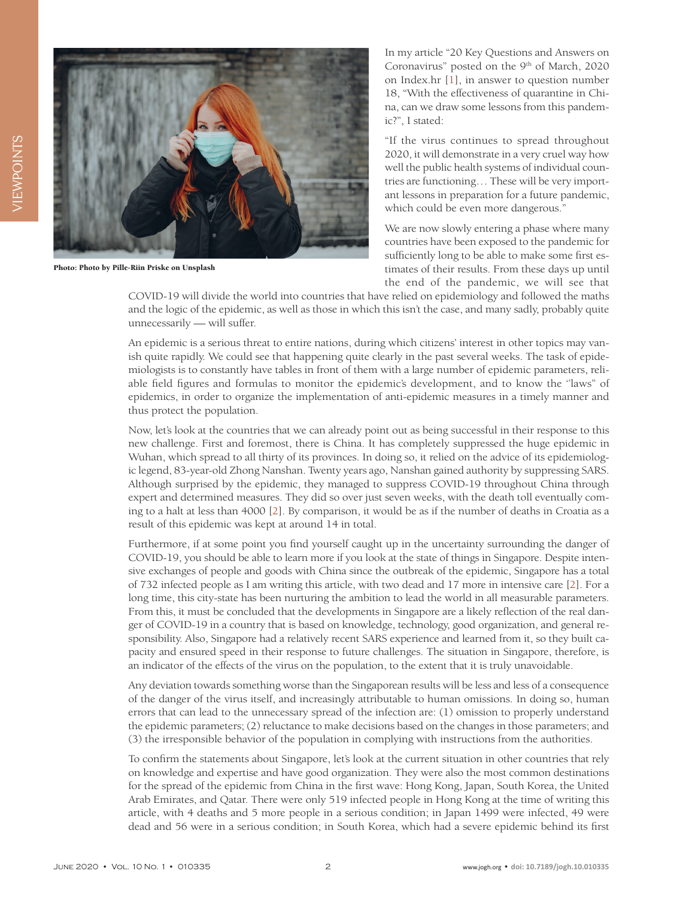Photo: Photo by Pille-Riin Priske on Unsplash

In my article "20 Key Questions and Answers on Coronavirus" posted on the 9th of March, 2020 on Index.hr [1], in answer to question number 18, "With the effectiveness of quarantine in China, can we draw some lessons from this pandemic?", I stated:

"If the virus continues to spread throughout 2020, it will demonstrate in a very cruel way how well the public health systems of individual countries are functioning… These will be very important lessons in preparation for a future pandemic, which could be even more dangerous."

We are now slowly entering a phase where many countries have been exposed to the pandemic for sufficiently long to be able to make some first estimates of their results. From these days up until the end of the pandemic, we will see that COVID-19 will divide the world into countries that have relied on epidemiology and followed the maths and the logic of the epidemic, as well as those in which this isn't the case, and many sadly, probably quite unnecessarily — will suffer.

An epidemic is a serious threat to entire nations, during which citizens' interest in other topics may vanish quite rapidly. We could see that happening quite clearly in the past several weeks. The task of epidemiologists is to constantly have tables in front of them with a large number of epidemic parameters, reliable field figures and formulas to monitor the epidemic's development, and to know the "laws" of epidemics, in order to organize the implementation of anti-epidemic measures in a timely manner and thus protect the population.

Now, let's look at the countries that we can already point out as being successful in their response to this new challenge. First and foremost, there is China. It has completely suppressed the huge epidemic in Wuhan, which spread to all thirty of its provinces. In doing so, it relied on the advice of its epidemiologic legend, 83-year-old Zhong Nanshan. Twenty years ago, Nanshan gained authority by suppressing SARS. Although surprised by the epidemic, they managed to suppress COVID-19 throughout China through expert and determined measures. They did so over just seven weeks, with the death toll eventually coming to a halt at less than 4000 [2]. By comparison, it would be as if the number of deaths in Croatia as a result of this epidemic was kept at around 14 in total.

Furthermore, if at some point you find yourself caught up in the uncertainty surrounding the danger of COVID-19, you should be able to learn more if you look at the state of things in Singapore. Despite intensive exchanges of people and goods with China since the outbreak of the epidemic, Singapore has a total of 732 infected people as I am writing this article, with two dead and 17 more in intensive care [2]. For a long time, this city-state has been nurturing the ambition to lead the world in all measurable parameters. From this, it must be concluded that the developments in Singapore are a likely reflection of the real danger of COVID-19 in a country that is based on knowledge, technology, good organization, and general responsibility. Also, Singapore had a relatively recent SARS experience and learned from it, so they built capacity and ensured speed in their response to future challenges. The situation in Singapore, therefore, is an indicator of the effects of the virus on the population, to the extent that it is truly unavoidable.

Any deviation towards something worse than the Singaporean results will be less and less of a consequence of the danger of the virus itself, and increasingly attributable to human omissions. In doing so, human errors that can lead to the unnecessary spread of the infection are: (1) omission to properly understand the epidemic parameters; (2) reluctance to make decisions based on the changes in those parameters; and (3) the irresponsible behavior of the population in complying with instructions from the authorities.

To confirm the statements about Singapore, let's look at the current situation in other countries that rely on knowledge and expertise and have good organization. They were also the most common destinations for the spread of the epidemic from China in the first wave: Hong Kong, Japan, South Korea, the United Arab Emirates, and Qatar. There were only 519 infected people in Hong Kong at the time of writing this article, with 4 deaths and 5 more people in a serious condition; in Japan 1499 were infected, 49 were dead and 56 were in a serious condition; in South Korea, which had a severe epidemic behind its first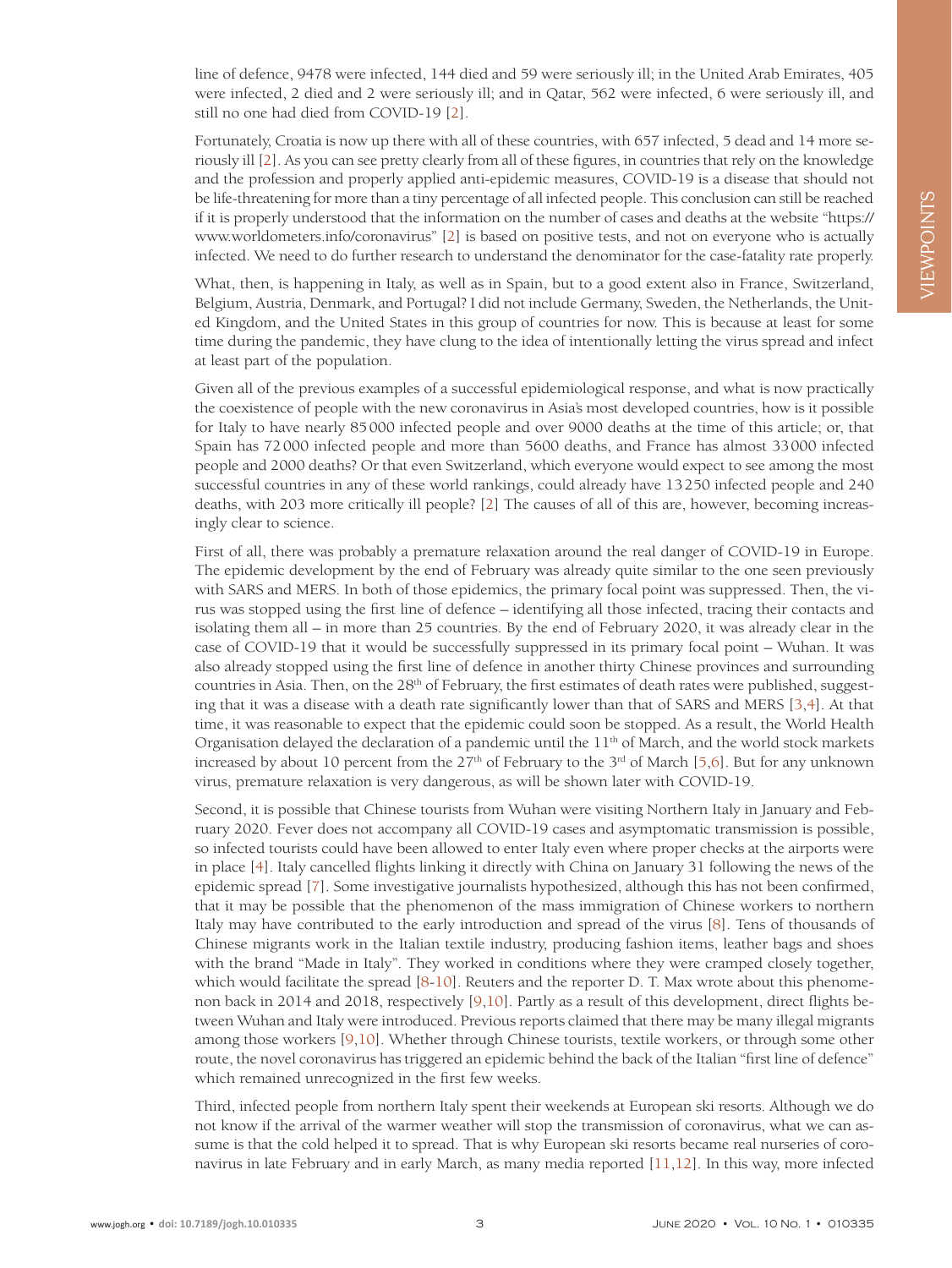line of defence, 9478 were infected, 144 died and 59 were seriously ill; in the United Arab Emirates, 405 were infected, 2 died and 2 were seriously ill; and in Qatar, 562 were infected, 6 were seriously ill, and still no one had died from COVID-19 [2].

Fortunately, Croatia is now up there with all of these countries, with 657 infected, 5 dead and 14 more seriously ill [2]. As you can see pretty clearly from all of these figures, in countries that rely on the knowledge and the profession and properly applied anti-epidemic measures, COVID-19 is a disease that should not be life-threatening for more than a tiny percentage of all infected people. This conclusion can still be reached if it is properly understood that the information on the number of cases and deaths at the website "https://www.worldometers.info/coronavirus" [2] is based on positive tests, and not on everyone who is actually infected. We need to do further research to understand the denominator for the case-fatality rate properly.

What, then, is happening in Italy, as well as in Spain, but to a good extent also in France, Switzerland, Belgium, Austria, Denmark, and Portugal? I did not include Germany, Sweden, the Netherlands, the United Kingdom, and the United States in this group of countries for now. This is because at least for some time during the pandemic, they have clung to the idea of intentionally letting the virus spread and infect at least part of the population.

Given all of the previous examples of a successful epidemiological response, and what is now practically the coexistence of people with the new coronavirus in Asia's most developed countries, how is it possible for Italy to have nearly 85 000 infected people and over 9000 deaths at the time of this article; or, that Spain has 72 000 infected people and more than 5600 deaths, and France has almost 33 000 infected people and 2000 deaths? Or that even Switzerland, which everyone would expect to see among the most successful countries in any of these world rankings, could already have 13 250 infected people and 240 deaths, with 203 more critically ill people? [2] The causes of all of this are, however, becoming increasingly clear to science.

First of all, there was probably a premature relaxation around the real danger of COVID-19 in Europe. The epidemic development by the end of February was already quite similar to the one seen previously with SARS and MERS. In both of those epidemics, the primary focal point was suppressed. Then, the virus was stopped using the first line of defence – identifying all those infected, tracing their contacts and isolating them all – in more than 25 countries. By the end of February 2020, it was already clear in the case of COVID-19 that it would be successfully suppressed in its primary focal point – Wuhan. It was also already stopped using the first line of defence in another thirty Chinese provinces and surrounding countries in Asia. Then, on the 28th of February, the first estimates of death rates were published, suggesting that it was a disease with a death rate significantly lower than that of SARS and MERS [3,4]. At that time, it was reasonable to expect that the epidemic could soon be stopped. As a result, the World Health Organisation delayed the declaration of a pandemic until the 11th of March, and the world stock markets increased by about 10 percent from the 27th of February to the 3rd of March [5,6]. But for any unknown virus, premature relaxation is very dangerous, as will be shown later with COVID-19.

Second, it is possible that Chinese tourists from Wuhan were visiting Northern Italy in January and February 2020. Fever does not accompany all COVID-19 cases and asymptomatic transmission is possible, so infected tourists could have been allowed to enter Italy even where proper checks at the airports were in place [4]. Italy cancelled flights linking it directly with China on January 31 following the news of the epidemic spread [7]. Some investigative journalists hypothesized, although this has not been confirmed, that it may be possible that the phenomenon of the mass immigration of Chinese workers to northern Italy may have contributed to the early introduction and spread of the virus [8]. Tens of thousands of Chinese migrants work in the Italian textile industry, producing fashion items, leather bags and shoes with the brand "Made in Italy". They worked in conditions where they were cramped closely together, which would facilitate the spread [8-10]. Reuters and the reporter D. T. Max wrote about this phenomenon back in 2014 and 2018, respectively [9,10]. Partly as a result of this development, direct flights between Wuhan and Italy were introduced. Previous reports claimed that there may be many illegal migrants among those workers [9,10]. Whether through Chinese tourists, textile workers, or through some other route, the novel coronavirus has triggered an epidemic behind the back of the Italian "first line of defence" which remained unrecognized in the first few weeks.

Third, infected people from northern Italy spent their weekends at European ski resorts. Although we do not know if the arrival of the warmer weather will stop the transmission of coronavirus, what we can assume is that the cold helped it to spread. That is why European ski resorts became real nurseries of coronavirus in late February and in early March, as many media reported [11,12]. In this way, more infected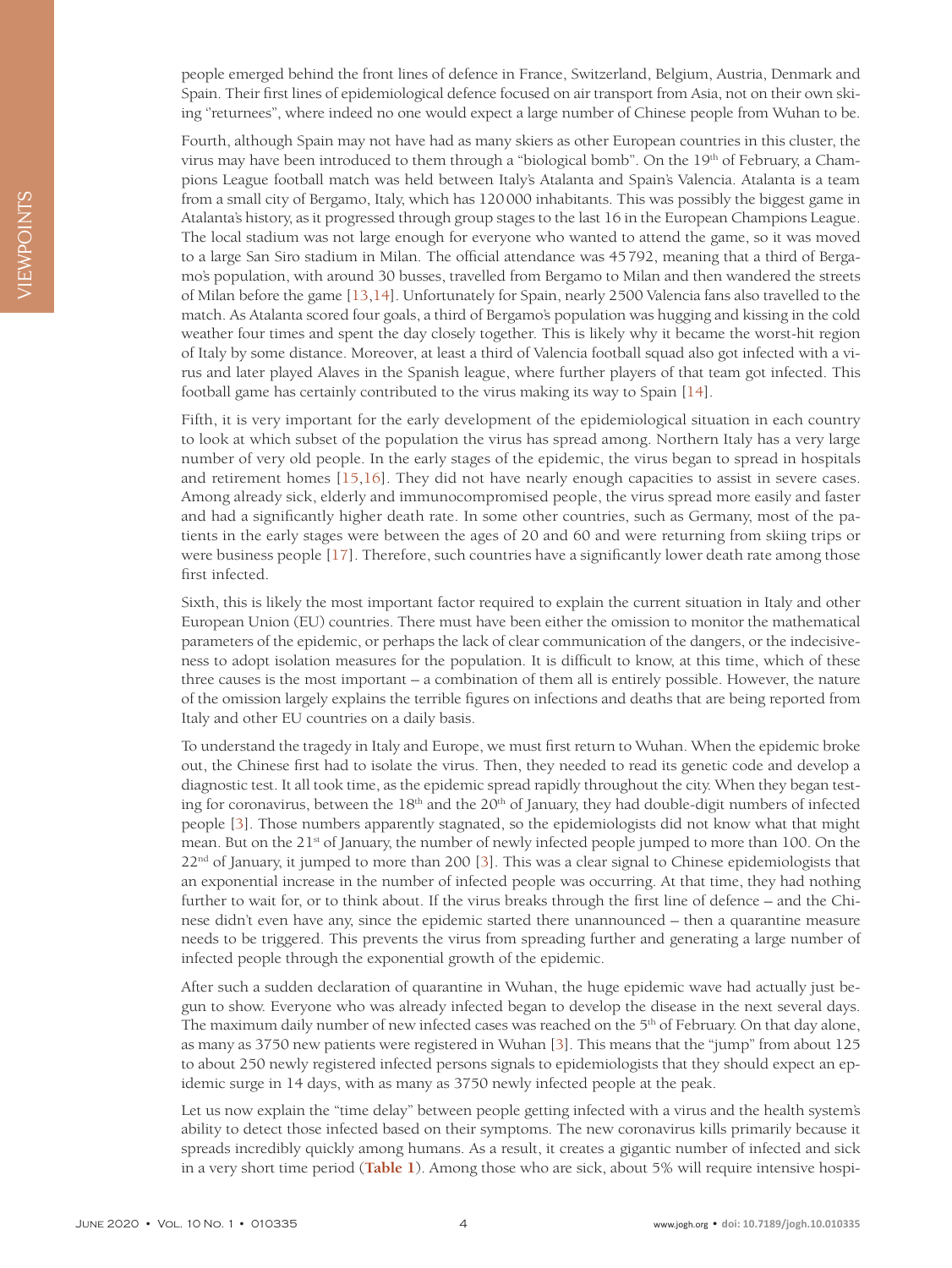people emerged behind the front lines of defence in France, Switzerland, Belgium, Austria, Denmark and Spain. Their first lines of epidemiological defence focused on air transport from Asia, not on their own skiing "returnees", where indeed no one would expect a large number of Chinese people from Wuhan to be.

Fourth, although Spain may not have had as many skiers as other European countries in this cluster, the virus may have been introduced to them through a "biological bomb". On the 19th of February, a Champions League football match was held between Italy's Atalanta and Spain's Valencia. Atalanta is a team from a small city of Bergamo, Italy, which has 120 000 inhabitants. This was possibly the biggest game in Atalanta's history, as it progressed through group stages to the last 16 in the European Champions League. The local stadium was not large enough for everyone who wanted to attend the game, so it was moved to a large San Siro stadium in Milan. The official attendance was 45 792, meaning that a third of Bergamo's population, with around 30 busses, travelled from Bergamo to Milan and then wandered the streets of Milan before the game [13,14]. Unfortunately for Spain, nearly 2500 Valencia fans also travelled to the match. As Atalanta scored four goals, a third of Bergamo's population was hugging and kissing in the cold weather four times and spent the day closely together. This is likely why it became the worst-hit region of Italy by some distance. Moreover, at least a third of Valencia football squad also got infected with a virus and later played Alaves in the Spanish league, where further players of that team got infected. This football game has certainly contributed to the virus making its way to Spain [14].

Fifth, it is very important for the early development of the epidemiological situation in each country to look at which subset of the population the virus has spread among. Northern Italy has a very large number of very old people. In the early stages of the epidemic, the virus began to spread in hospitals and retirement homes [15,16]. They did not have nearly enough capacities to assist in severe cases. Among already sick, elderly and immunocompromised people, the virus spread more easily and faster and had a significantly higher death rate. In some other countries, such as Germany, most of the patients in the early stages were between the ages of 20 and 60 and were returning from skiing trips or were business people [17]. Therefore, such countries have a significantly lower death rate among those first infected.

Sixth, this is likely the most important factor required to explain the current situation in Italy and other European Union (EU) countries. There must have been either the omission to monitor the mathematical parameters of the epidemic, or perhaps the lack of clear communication of the dangers, or the indecisiveness to adopt isolation measures for the population. It is difficult to know, at this time, which of these three causes is the most important – a combination of them all is entirely possible. However, the nature of the omission largely explains the terrible figures on infections and deaths that are being reported from Italy and other EU countries on a daily basis.

To understand the tragedy in Italy and Europe, we must first return to Wuhan. When the epidemic broke out, the Chinese first had to isolate the virus. Then, they needed to read its genetic code and develop a diagnostic test. It all took time, as the epidemic spread rapidly throughout the city. When they began testing for coronavirus, between the 18th and the 20th of January, they had double-digit numbers of infected people [3]. Those numbers apparently stagnated, so the epidemiologists did not know what that might mean. But on the 21st of January, the number of newly infected people jumped to more than 100. On the 22nd of January, it jumped to more than 200 [3]. This was a clear signal to Chinese epidemiologists that an exponential increase in the number of infected people was occurring. At that time, they had nothing further to wait for, or to think about. If the virus breaks through the first line of defence – and the Chinese didn't even have any, since the epidemic started there unannounced – then a quarantine measure needs to be triggered. This prevents the virus from spreading further and generating a large number of infected people through the exponential growth of the epidemic.

After such a sudden declaration of quarantine in Wuhan, the huge epidemic wave had actually just begun to show. Everyone who was already infected began to develop the disease in the next several days. The maximum daily number of new infected cases was reached on the 5th of February. On that day alone, as many as 3750 new patients were registered in Wuhan [3]. This means that the "jump" from about 125 to about 250 newly registered infected persons signals to epidemiologists that they should expect an epidemic surge in 14 days, with as many as 3750 newly infected people at the peak.

Let us now explain the "time delay" between people getting infected with a virus and the health system's ability to detect those infected based on their symptoms. The new coronavirus kills primarily because it spreads incredibly quickly among humans. As a result, it creates a gigantic number of infected and sick in a very short time period (**Table 1**). Among those who are sick, about 5% will require intensive hospi-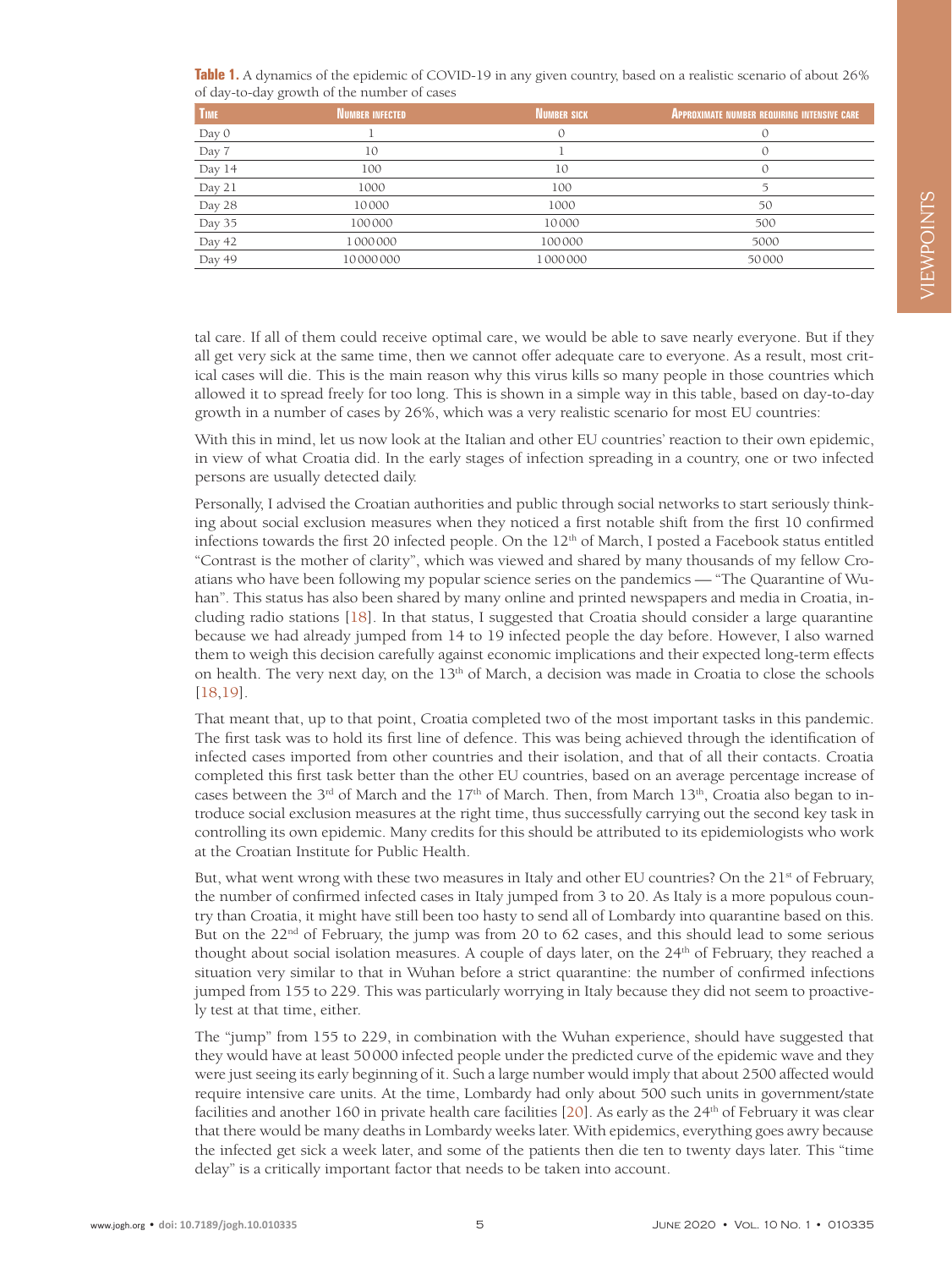**Table 1.** A dynamics of the epidemic of COVID-19 in any given country, based on a realistic scenario of about 26% of day-to-day growth of the number of cases

| Time | Number infected | Number sick | Approximate number requiring intensive care |
|---|---|---|---|
| Day 0 | 1 | 0 | 0 |
| Day 7 | 10 | 1 | 0 |
| Day 14 | 100 | 10 | 0 |
| Day 21 | 1000 | 100 | 5 |
| Day 28 | 10000 | 1000 | 50 |
| Day 35 | 100000 | 10000 | 500 |
| Day 42 | 1000000 | 100000 | 5000 |
| Day 49 | 10000000 | 1000000 | 50000 |

tal care. If all of them could receive optimal care, we would be able to save nearly everyone. But if they all get very sick at the same time, then we cannot offer adequate care to everyone. As a result, most critical cases will die. This is the main reason why this virus kills so many people in those countries which allowed it to spread freely for too long. This is shown in a simple way in this table, based on day-to-day growth in a number of cases by 26%, which was a very realistic scenario for most EU countries:

With this in mind, let us now look at the Italian and other EU countries' reaction to their own epidemic, in view of what Croatia did. In the early stages of infection spreading in a country, one or two infected persons are usually detected daily.

Personally, I advised the Croatian authorities and public through social networks to start seriously thinking about social exclusion measures when they noticed a first notable shift from the first 10 confirmed infections towards the first 20 infected people. On the 12th of March, I posted a Facebook status entitled "Contrast is the mother of clarity", which was viewed and shared by many thousands of my fellow Croatians who have been following my popular science series on the pandemics — "The Quarantine of Wuhan". This status has also been shared by many online and printed newspapers and media in Croatia, including radio stations [18]. In that status, I suggested that Croatia should consider a large quarantine because we had already jumped from 14 to 19 infected people the day before. However, I also warned them to weigh this decision carefully against economic implications and their expected long-term effects on health. The very next day, on the 13th of March, a decision was made in Croatia to close the schools [18,19].

That meant that, up to that point, Croatia completed two of the most important tasks in this pandemic. The first task was to hold its first line of defence. This was being achieved through the identification of infected cases imported from other countries and their isolation, and that of all their contacts. Croatia completed this first task better than the other EU countries, based on an average percentage increase of cases between the 3rd of March and the 17th of March. Then, from March 13th, Croatia also began to introduce social exclusion measures at the right time, thus successfully carrying out the second key task in controlling its own epidemic. Many credits for this should be attributed to its epidemiologists who work at the Croatian Institute for Public Health.

But, what went wrong with these two measures in Italy and other EU countries? On the 21st of February, the number of confirmed infected cases in Italy jumped from 3 to 20. As Italy is a more populous country than Croatia, it might have still been too hasty to send all of Lombardy into quarantine based on this. But on the 22nd of February, the jump was from 20 to 62 cases, and this should lead to some serious thought about social isolation measures. A couple of days later, on the 24th of February, they reached a situation very similar to that in Wuhan before a strict quarantine: the number of confirmed infections jumped from 155 to 229. This was particularly worrying in Italy because they did not seem to proactively test at that time, either.

The "jump" from 155 to 229, in combination with the Wuhan experience, should have suggested that they would have at least 50000 infected people under the predicted curve of the epidemic wave and they were just seeing its early beginning of it. Such a large number would imply that about 2500 affected would require intensive care units. At the time, Lombardy had only about 500 such units in government/state facilities and another 160 in private health care facilities [20]. As early as the 24th of February it was clear that there would be many deaths in Lombardy weeks later. With epidemics, everything goes awry because the infected get sick a week later, and some of the patients then die ten to twenty days later. This "time delay" is a critically important factor that needs to be taken into account.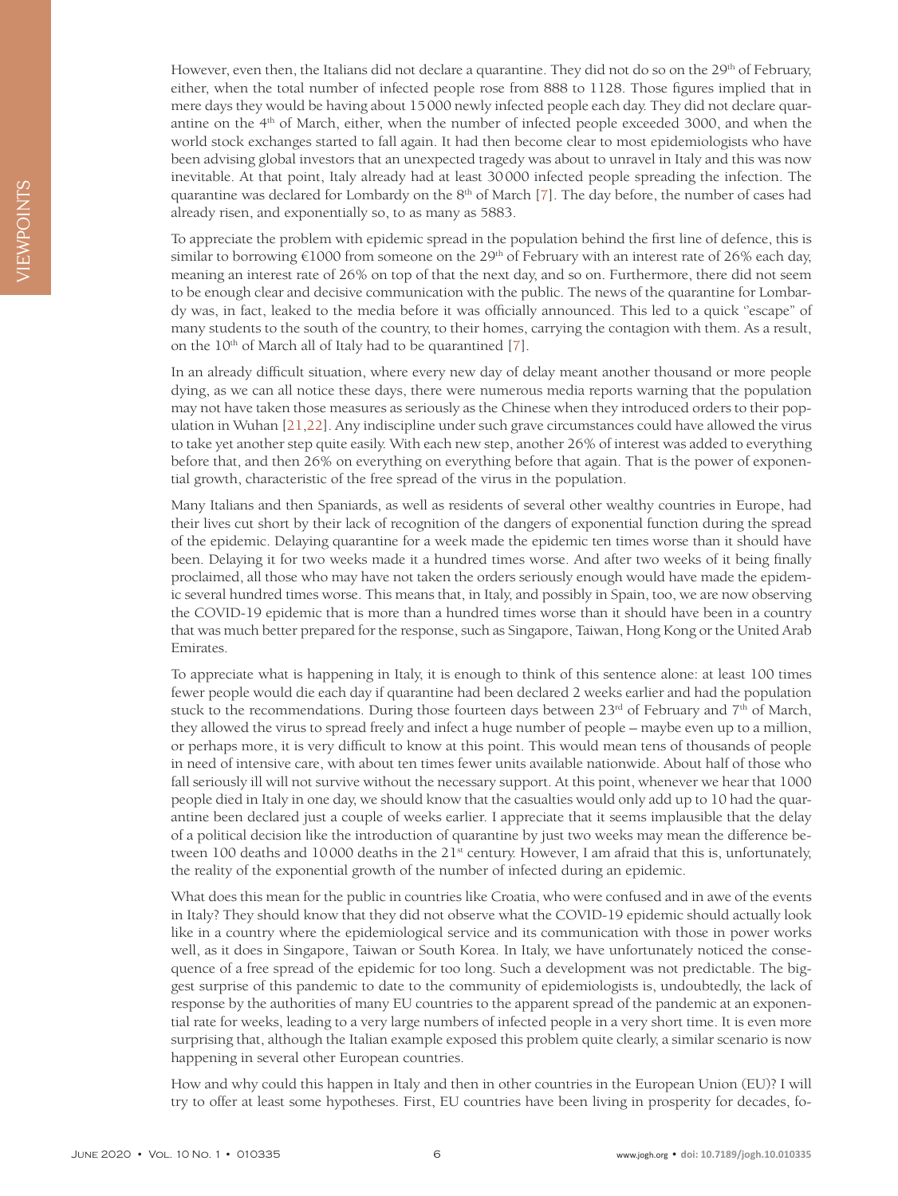However, even then, the Italians did not declare a quarantine. They did not do so on the 29th of February, either, when the total number of infected people rose from 888 to 1128. Those figures implied that in mere days they would be having about 15 000 newly infected people each day. They did not declare quarantine on the 4th of March, either, when the number of infected people exceeded 3000, and when the world stock exchanges started to fall again. It had then become clear to most epidemiologists who have been advising global investors that an unexpected tragedy was about to unravel in Italy and this was now inevitable. At that point, Italy already had at least 30 000 infected people spreading the infection. The quarantine was declared for Lombardy on the 8th of March [7]. The day before, the number of cases had already risen, and exponentially so, to as many as 5883.

To appreciate the problem with epidemic spread in the population behind the first line of defence, this is similar to borrowing €1000 from someone on the 29th of February with an interest rate of 26% each day, meaning an interest rate of 26% on top of that the next day, and so on. Furthermore, there did not seem to be enough clear and decisive communication with the public. The news of the quarantine for Lombardy was, in fact, leaked to the media before it was officially announced. This led to a quick "escape" of many students to the south of the country, to their homes, carrying the contagion with them. As a result, on the 10th of March all of Italy had to be quarantined [7].

In an already difficult situation, where every new day of delay meant another thousand or more people dying, as we can all notice these days, there were numerous media reports warning that the population may not have taken those measures as seriously as the Chinese when they introduced orders to their population in Wuhan [21,22]. Any indiscipline under such grave circumstances could have allowed the virus to take yet another step quite easily. With each new step, another 26% of interest was added to everything before that, and then 26% on everything on everything before that again. That is the power of exponential growth, characteristic of the free spread of the virus in the population.

Many Italians and then Spaniards, as well as residents of several other wealthy countries in Europe, had their lives cut short by their lack of recognition of the dangers of exponential function during the spread of the epidemic. Delaying quarantine for a week made the epidemic ten times worse than it should have been. Delaying it for two weeks made it a hundred times worse. And after two weeks of it being finally proclaimed, all those who may have not taken the orders seriously enough would have made the epidemic several hundred times worse. This means that, in Italy, and possibly in Spain, too, we are now observing the COVID-19 epidemic that is more than a hundred times worse than it should have been in a country that was much better prepared for the response, such as Singapore, Taiwan, Hong Kong or the United Arab Emirates.

To appreciate what is happening in Italy, it is enough to think of this sentence alone: at least 100 times fewer people would die each day if quarantine had been declared 2 weeks earlier and had the population stuck to the recommendations. During those fourteen days between 23rd of February and 7th of March, they allowed the virus to spread freely and infect a huge number of people – maybe even up to a million, or perhaps more, it is very difficult to know at this point. This would mean tens of thousands of people in need of intensive care, with about ten times fewer units available nationwide. About half of those who fall seriously ill will not survive without the necessary support. At this point, whenever we hear that 1000 people died in Italy in one day, we should know that the casualties would only add up to 10 had the quarantine been declared just a couple of weeks earlier. I appreciate that it seems implausible that the delay of a political decision like the introduction of quarantine by just two weeks may mean the difference between 100 deaths and 10 000 deaths in the 21st century. However, I am afraid that this is, unfortunately, the reality of the exponential growth of the number of infected during an epidemic.

What does this mean for the public in countries like Croatia, who were confused and in awe of the events in Italy? They should know that they did not observe what the COVID-19 epidemic should actually look like in a country where the epidemiological service and its communication with those in power works well, as it does in Singapore, Taiwan or South Korea. In Italy, we have unfortunately noticed the consequence of a free spread of the epidemic for too long. Such a development was not predictable. The biggest surprise of this pandemic to date to the community of epidemiologists is, undoubtedly, the lack of response by the authorities of many EU countries to the apparent spread of the pandemic at an exponential rate for weeks, leading to a very large numbers of infected people in a very short time. It is even more surprising that, although the Italian example exposed this problem quite clearly, a similar scenario is now happening in several other European countries.

How and why could this happen in Italy and then in other countries in the European Union (EU)? I will try to offer at least some hypotheses. First, EU countries have been living in prosperity for decades, fo-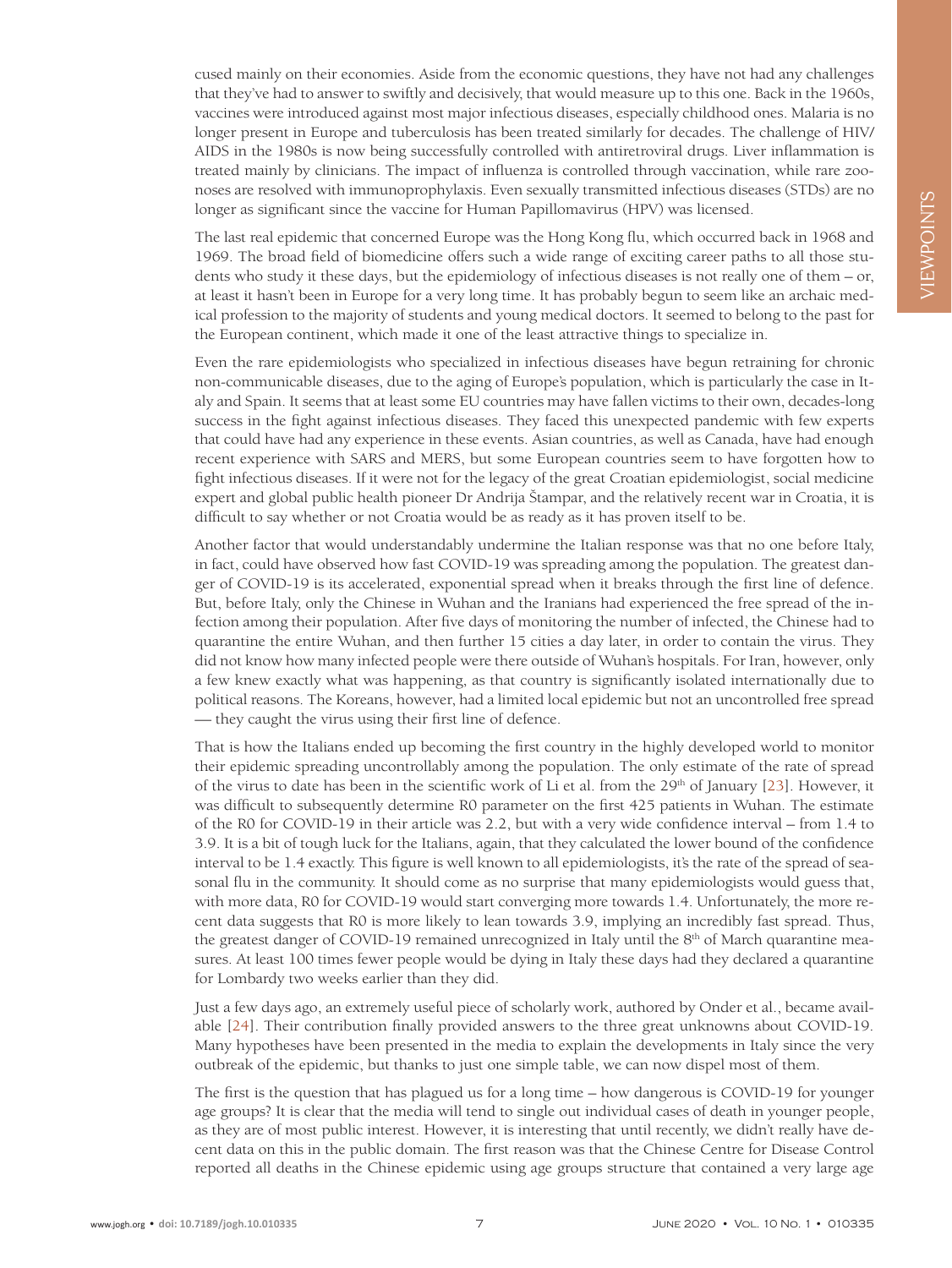cused mainly on their economies. Aside from the economic questions, they have not had any challenges that they've had to answer to swiftly and decisively, that would measure up to this one. Back in the 1960s, vaccines were introduced against most major infectious diseases, especially childhood ones. Malaria is no longer present in Europe and tuberculosis has been treated similarly for decades. The challenge of HIV/AIDS in the 1980s is now being successfully controlled with antiretroviral drugs. Liver inflammation is treated mainly by clinicians. The impact of influenza is controlled through vaccination, while rare zoonoses are resolved with immunoprophylaxis. Even sexually transmitted infectious diseases (STDs) are no longer as significant since the vaccine for Human Papillomavirus (HPV) was licensed.

The last real epidemic that concerned Europe was the Hong Kong flu, which occurred back in 1968 and 1969. The broad field of biomedicine offers such a wide range of exciting career paths to all those students who study it these days, but the epidemiology of infectious diseases is not really one of them – or, at least it hasn't been in Europe for a very long time. It has probably begun to seem like an archaic medical profession to the majority of students and young medical doctors. It seemed to belong to the past for the European continent, which made it one of the least attractive things to specialize in.

Even the rare epidemiologists who specialized in infectious diseases have begun retraining for chronic non-communicable diseases, due to the aging of Europe's population, which is particularly the case in Italy and Spain. It seems that at least some EU countries may have fallen victims to their own, decades-long success in the fight against infectious diseases. They faced this unexpected pandemic with few experts that could have had any experience in these events. Asian countries, as well as Canada, have had enough recent experience with SARS and MERS, but some European countries seem to have forgotten how to fight infectious diseases. If it were not for the legacy of the great Croatian epidemiologist, social medicine expert and global public health pioneer Dr Andrija Štampar, and the relatively recent war in Croatia, it is difficult to say whether or not Croatia would be as ready as it has proven itself to be.

Another factor that would understandably undermine the Italian response was that no one before Italy, in fact, could have observed how fast COVID-19 was spreading among the population. The greatest danger of COVID-19 is its accelerated, exponential spread when it breaks through the first line of defence. But, before Italy, only the Chinese in Wuhan and the Iranians had experienced the free spread of the infection among their population. After five days of monitoring the number of infected, the Chinese had to quarantine the entire Wuhan, and then further 15 cities a day later, in order to contain the virus. They did not know how many infected people were there outside of Wuhan's hospitals. For Iran, however, only a few knew exactly what was happening, as that country is significantly isolated internationally due to political reasons. The Koreans, however, had a limited local epidemic but not an uncontrolled free spread — they caught the virus using their first line of defence.

That is how the Italians ended up becoming the first country in the highly developed world to monitor their epidemic spreading uncontrollably among the population. The only estimate of the rate of spread of the virus to date has been in the scientific work of Li et al. from the 29th of January [23]. However, it was difficult to subsequently determine R0 parameter on the first 425 patients in Wuhan. The estimate of the R0 for COVID-19 in their article was 2.2, but with a very wide confidence interval – from 1.4 to 3.9. It is a bit of tough luck for the Italians, again, that they calculated the lower bound of the confidence interval to be 1.4 exactly. This figure is well known to all epidemiologists, it's the rate of the spread of seasonal flu in the community. It should come as no surprise that many epidemiologists would guess that, with more data, R0 for COVID-19 would start converging more towards 1.4. Unfortunately, the more recent data suggests that R0 is more likely to lean towards 3.9, implying an incredibly fast spread. Thus, the greatest danger of COVID-19 remained unrecognized in Italy until the 8th of March quarantine measures. At least 100 times fewer people would be dying in Italy these days had they declared a quarantine for Lombardy two weeks earlier than they did.

Just a few days ago, an extremely useful piece of scholarly work, authored by Onder et al., became available [24]. Their contribution finally provided answers to the three great unknowns about COVID-19. Many hypotheses have been presented in the media to explain the developments in Italy since the very outbreak of the epidemic, but thanks to just one simple table, we can now dispel most of them.

The first is the question that has plagued us for a long time – how dangerous is COVID-19 for younger age groups? It is clear that the media will tend to single out individual cases of death in younger people, as they are of most public interest. However, it is interesting that until recently, we didn't really have decent data on this in the public domain. The first reason was that the Chinese Centre for Disease Control reported all deaths in the Chinese epidemic using age groups structure that contained a very large age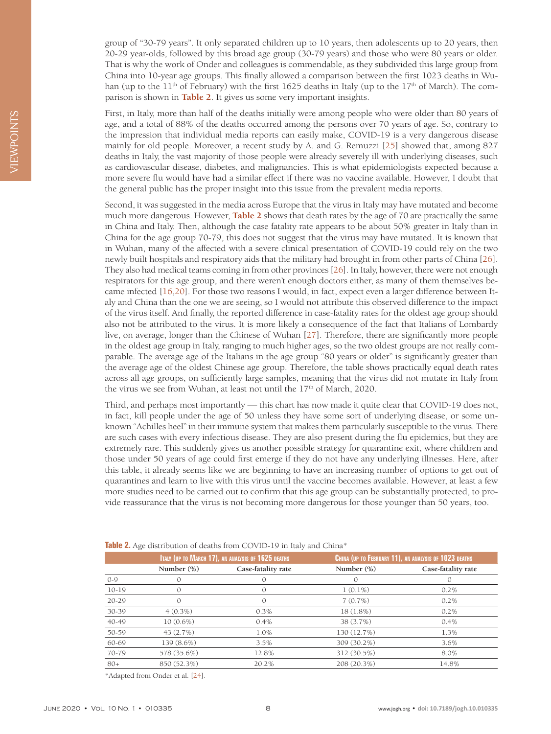group of "30-79 years". It only separated children up to 10 years, then adolescents up to 20 years, then 20-29 year-olds, followed by this broad age group (30-79 years) and those who were 80 years or older. That is why the work of Onder and colleagues is commendable, as they subdivided this large group from China into 10-year age groups. This finally allowed a comparison between the first 1023 deaths in Wuhan (up to the 11th of February) with the first 1625 deaths in Italy (up to the 17th of March). The comparison is shown in **Table 2**. It gives us some very important insights.

First, in Italy, more than half of the deaths initially were among people who were older than 80 years of age, and a total of 88% of the deaths occurred among the persons over 70 years of age. So, contrary to the impression that individual media reports can easily make, COVID-19 is a very dangerous disease mainly for old people. Moreover, a recent study by A. and G. Remuzzi [25] showed that, among 827 deaths in Italy, the vast majority of those people were already severely ill with underlying diseases, such as cardiovascular disease, diabetes, and malignancies. This is what epidemiologists expected because a more severe flu would have had a similar effect if there was no vaccine available. However, I doubt that the general public has the proper insight into this issue from the prevalent media reports.

Second, it was suggested in the media across Europe that the virus in Italy may have mutated and become much more dangerous. However, **Table 2** shows that death rates by the age of 70 are practically the same in China and Italy. Then, although the case fatality rate appears to be about 50% greater in Italy than in China for the age group 70-79, this does not suggest that the virus may have mutated. It is known that in Wuhan, many of the affected with a severe clinical presentation of COVID-19 could rely on the two newly built hospitals and respiratory aids that the military had brought in from other parts of China [26]. They also had medical teams coming in from other provinces [26]. In Italy, however, there were not enough respirators for this age group, and there weren't enough doctors either, as many of them themselves became infected [16,20]. For those two reasons I would, in fact, expect even a larger difference between Italy and China than the one we are seeing, so I would not attribute this observed difference to the impact of the virus itself. And finally, the reported difference in case-fatality rates for the oldest age group should also not be attributed to the virus. It is more likely a consequence of the fact that Italians of Lombardy live, on average, longer than the Chinese of Wuhan [27]. Therefore, there are significantly more people in the oldest age group in Italy, ranging to much higher ages, so the two oldest groups are not really comparable. The average age of the Italians in the age group "80 years or older" is significantly greater than the average age of the oldest Chinese age group. Therefore, the table shows practically equal death rates across all age groups, on sufficiently large samples, meaning that the virus did not mutate in Italy from the virus we see from Wuhan, at least not until the 17th of March, 2020.

Third, and perhaps most importantly — this chart has now made it quite clear that COVID-19 does not, in fact, kill people under the age of 50 unless they have some sort of underlying disease, or some unknown "Achilles heel" in their immune system that makes them particularly susceptible to the virus. There are such cases with every infectious disease. They are also present during the flu epidemics, but they are extremely rare. This suddenly gives us another possible strategy for quarantine exit, where children and those under 50 years of age could first emerge if they do not have any underlying illnesses. Here, after this table, it already seems like we are beginning to have an increasing number of options to get out of quarantines and learn to live with this virus until the vaccine becomes available. However, at least a few more studies need to be carried out to confirm that this age group can be substantially protected, to provide reassurance that the virus is not becoming more dangerous for those younger than 50 years, too.

**Table 2.** Age distribution of deaths from COVID-19 in Italy and China*

| | Italy (up to March 17), an analysis of 1625 deaths | | China (up to February 11), an analysis of 1023 deaths | |
|---|---|---|---|---|
| | Number (%) | Case-fatality rate | Number (%) | Case-fatality rate |
| 0-9 | 0 | 0 | 0 | 0 |
| 10-19 | 0 | 0 | 1 (0.1%) | 0.2% |
| 20-29 | 0 | 0 | 7 (0.7%) | 0.2% |
| 30-39 | 4 (0.3%) | 0.3% | 18 (1.8%) | 0.2% |
| 40-49 | 10 (0.6%) | 0.4% | 38 (3.7%) | 0.4% |
| 50-59 | 43 (2.7%) | 1.0% | 130 (12.7%) | 1.3% |
| 60-69 | 139 (8.6%) | 3.5% | 309 (30.2%) | 3.6% |
| 70-79 | 578 (35.6%) | 12.8% | 312 (30.5%) | 8.0% |
| 80+ | 850 (52.3%) | 20.2% | 208 (20.3%) | 14.8% |

*Adapted from Onder et al. [24].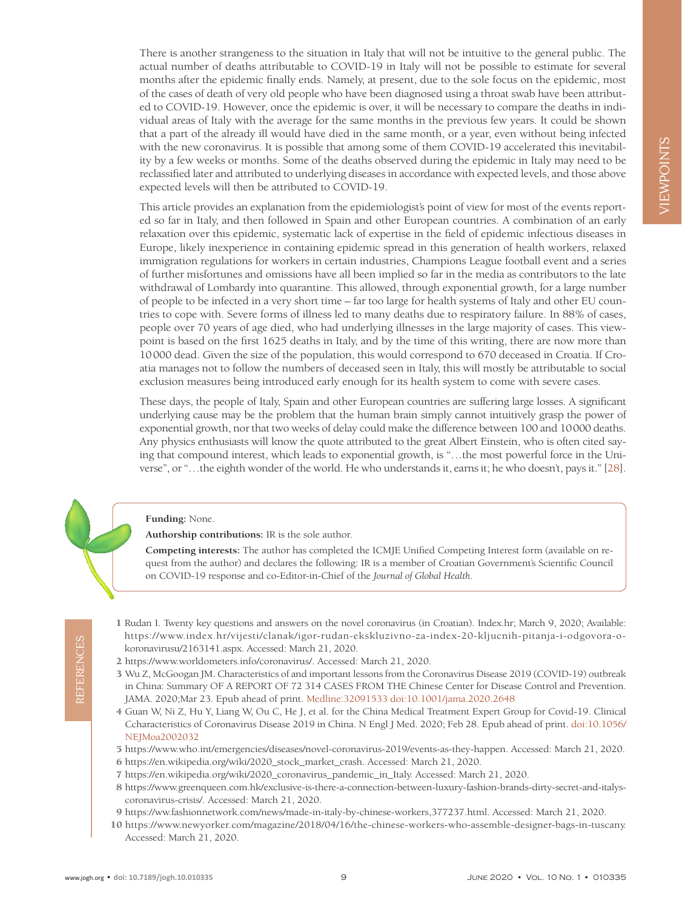There is another strangeness to the situation in Italy that will not be intuitive to the general public. The actual number of deaths attributable to COVID-19 in Italy will not be possible to estimate for several months after the epidemic finally ends. Namely, at present, due to the sole focus on the epidemic, most of the cases of death of very old people who have been diagnosed using a throat swab have been attributed to COVID-19. However, once the epidemic is over, it will be necessary to compare the deaths in individual areas of Italy with the average for the same months in the previous few years. It could be shown that a part of the already ill would have died in the same month, or a year, even without being infected with the new coronavirus. It is possible that among some of them COVID-19 accelerated this inevitability by a few weeks or months. Some of the deaths observed during the epidemic in Italy may need to be reclassified later and attributed to underlying diseases in accordance with expected levels, and those above expected levels will then be attributed to COVID-19.

This article provides an explanation from the epidemiologist's point of view for most of the events reported so far in Italy, and then followed in Spain and other European countries. A combination of an early relaxation over this epidemic, systematic lack of expertise in the field of epidemic infectious diseases in Europe, likely inexperience in containing epidemic spread in this generation of health workers, relaxed immigration regulations for workers in certain industries, Champions League football event and a series of further misfortunes and omissions have all been implied so far in the media as contributors to the late withdrawal of Lombardy into quarantine. This allowed, through exponential growth, for a large number of people to be infected in a very short time – far too large for health systems of Italy and other EU countries to cope with. Severe forms of illness led to many deaths due to respiratory failure. In 88% of cases, people over 70 years of age died, who had underlying illnesses in the large majority of cases. This viewpoint is based on the first 1625 deaths in Italy, and by the time of this writing, there are now more than 10000 dead. Given the size of the population, this would correspond to 670 deceased in Croatia. If Croatia manages not to follow the numbers of deceased seen in Italy, this will mostly be attributable to social exclusion measures being introduced early enough for its health system to come with severe cases.

These days, the people of Italy, Spain and other European countries are suffering large losses. A significant underlying cause may be the problem that the human brain simply cannot intuitively grasp the power of exponential growth, nor that two weeks of delay could make the difference between 100 and 10000 deaths. Any physics enthusiasts will know the quote attributed to the great Albert Einstein, who is often cited saying that compound interest, which leads to exponential growth, is "…the most powerful force in the Universe", or "…the eighth wonder of the world. He who understands it, earns it; he who doesn't, pays it." [28].

**Funding:** None.

**Authorship contributions:** IR is the sole author.

**Competing interests:** The author has completed the ICMJE Unified Competing Interest form (available on request from the author) and declares the following: IR is a member of Croatian Government's Scientific Council on COVID-19 response and co-Editor-in-Chief of the *Journal of Global Health*.

## REFERENCES

1. Rudan I. Twenty key questions and answers on the novel coronavirus (in Croatian). Index.hr; March 9, 2020; Available: https://www.index.hr/vijesti/clanak/igor-rudan-ekskluzivno-za-index-20-kljucnih-pitanja-i-odgovora-o-koronavirusu/2163141.aspx. Accessed: March 21, 2020.
2. https://www.worldometers.info/coronavirus/. Accessed: March 21, 2020.
3. Wu Z, McGoogan JM. Characteristics of and important lessons from the Coronavirus Disease 2019 (COVID-19) outbreak in China: Summary OF A REPORT OF 72 314 CASES FROM THE Chinese Center for Disease Control and Prevention. JAMA. 2020;Mar 23. Epub ahead of print. Medline:32091533 doi:10.1001/jama.2020.2648
4. Guan W, Ni Z, Hu Y, Liang W, Ou C, He J, et al. for the China Medical Treatment Expert Group for Covid-19. Clinical Ccharacteristics of Coronavirus Disease 2019 in China. N Engl J Med. 2020; Feb 28. Epub ahead of print. doi:10.1056/NEJMoa2002032
5. https://www.who.int/emergencies/diseases/novel-coronavirus-2019/events-as-they-happen. Accessed: March 21, 2020.
6. https://en.wikipedia.org/wiki/2020_stock_market_crash. Accessed: March 21, 2020.
7. https://en.wikipedia.org/wiki/2020_coronavirus_pandemic_in_Italy. Accessed: March 21, 2020.
8. https://www.greenqueen.com.hk/exclusive-is-there-a-connection-between-luxury-fashion-brands-dirty-secret-and-italys-coronavirus-crisis/. Accessed: March 21, 2020.
9. https://ww.fashionnetwork.com/news/made-in-italy-by-chinese-workers,377237.html. Accessed: March 21, 2020.
10. https://www.newyorker.com/magazine/2018/04/16/the-chinese-workers-who-assemble-designer-bags-in-tuscany. Accessed: March 21, 2020.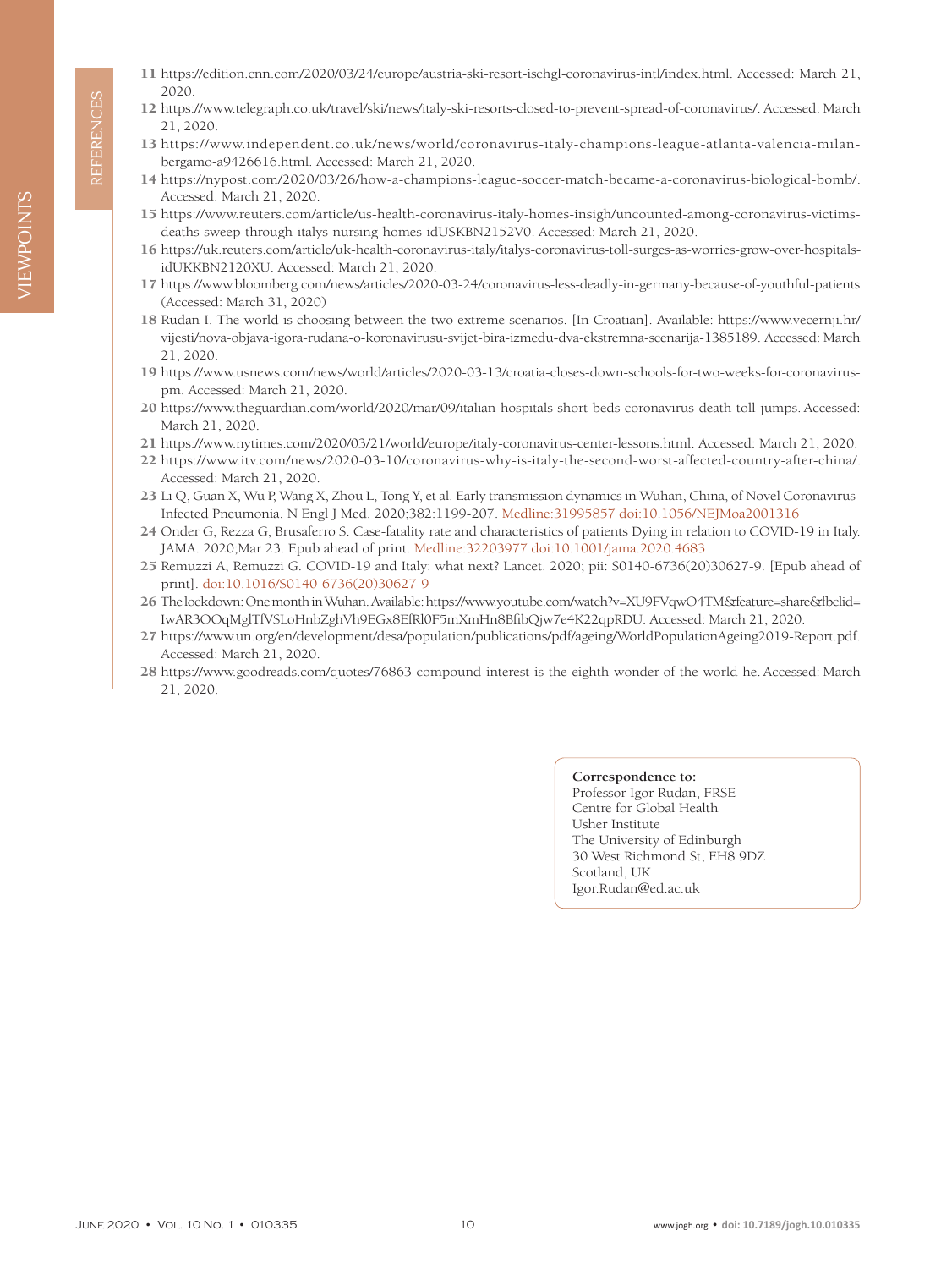11 https://edition.cnn.com/2020/03/24/europe/austria-ski-resort-ischgl-coronavirus-intl/index.html. Accessed: March 21, 2020.

12 https://www.telegraph.co.uk/travel/ski/news/italy-ski-resorts-closed-to-prevent-spread-of-coronavirus/. Accessed: March 21, 2020.

13 https://www.independent.co.uk/news/world/coronavirus-italy-champions-league-atlanta-valencia-milan-bergamo-a9426616.html. Accessed: March 21, 2020.

14 https://nypost.com/2020/03/26/how-a-champions-league-soccer-match-became-a-coronavirus-biological-bomb/. Accessed: March 21, 2020.

15 https://www.reuters.com/article/us-health-coronavirus-italy-homes-insigh/uncounted-among-coronavirus-victims-deaths-sweep-through-italys-nursing-homes-idUSKBN2152V0. Accessed: March 21, 2020.

16 https://uk.reuters.com/article/uk-health-coronavirus-italy/italys-coronavirus-toll-surges-as-worries-grow-over-hospitals-idUKKBN2120XU. Accessed: March 21, 2020.

17 https://www.bloomberg.com/news/articles/2020-03-24/coronavirus-less-deadly-in-germany-because-of-youthful-patients (Accessed: March 31, 2020)

18 Rudan I. The world is choosing between the two extreme scenarios. [In Croatian]. Available: https://www.vecernji.hr/vijesti/nova-objava-igora-rudana-o-koronavirusu-svijet-bira-izmedu-dva-ekstremna-scenarija-1385189. Accessed: March 21, 2020.

19 https://www.usnews.com/news/world/articles/2020-03-13/croatia-closes-down-schools-for-two-weeks-for-coronavirus-pm. Accessed: March 21, 2020.

20 https://www.theguardian.com/world/2020/mar/09/italian-hospitals-short-beds-coronavirus-death-toll-jumps. Accessed: March 21, 2020.

21 https://www.nytimes.com/2020/03/21/world/europe/italy-coronavirus-center-lessons.html. Accessed: March 21, 2020.

22 https://www.itv.com/news/2020-03-10/coronavirus-why-is-italy-the-second-worst-affected-country-after-china/. Accessed: March 21, 2020.

23 Li Q, Guan X, Wu P, Wang X, Zhou L, Tong Y, et al. Early transmission dynamics in Wuhan, China, of Novel Coronavirus-Infected Pneumonia. N Engl J Med. 2020;382:1199-207. Medline:31995857 doi:10.1056/NEJMoa2001316

24 Onder G, Rezza G, Brusaferro S. Case-fatality rate and characteristics of patients Dying in relation to COVID-19 in Italy. JAMA. 2020;Mar 23. Epub ahead of print. Medline:32203977 doi:10.1001/jama.2020.4683

25 Remuzzi A, Remuzzi G. COVID-19 and Italy: what next? Lancet. 2020; pii: S0140-6736(20)30627-9. [Epub ahead of print]. doi:10.1016/S0140-6736(20)30627-9

26 The lockdown: One month in Wuhan. Available: https://www.youtube.com/watch?v=XU9FVqwO4TM&feature=share&fbclid=IwAR3OOqMglTfVSLoHnbZghVh9EGx8EfRl0F5mXmHn8BfibQjw7e4K22qpRDU. Accessed: March 21, 2020.

27 https://www.un.org/en/development/desa/population/publications/pdf/ageing/WorldPopulationAgeing2019-Report.pdf. Accessed: March 21, 2020.

28 https://www.goodreads.com/quotes/76863-compound-interest-is-the-eighth-wonder-of-the-world-he. Accessed: March 21, 2020.

**Correspondence to:**
Professor Igor Rudan, FRSE
Centre for Global Health
Usher Institute
The University of Edinburgh
30 West Richmond St, EH8 9DZ
Scotland, UK
Igor.Rudan@ed.ac.uk